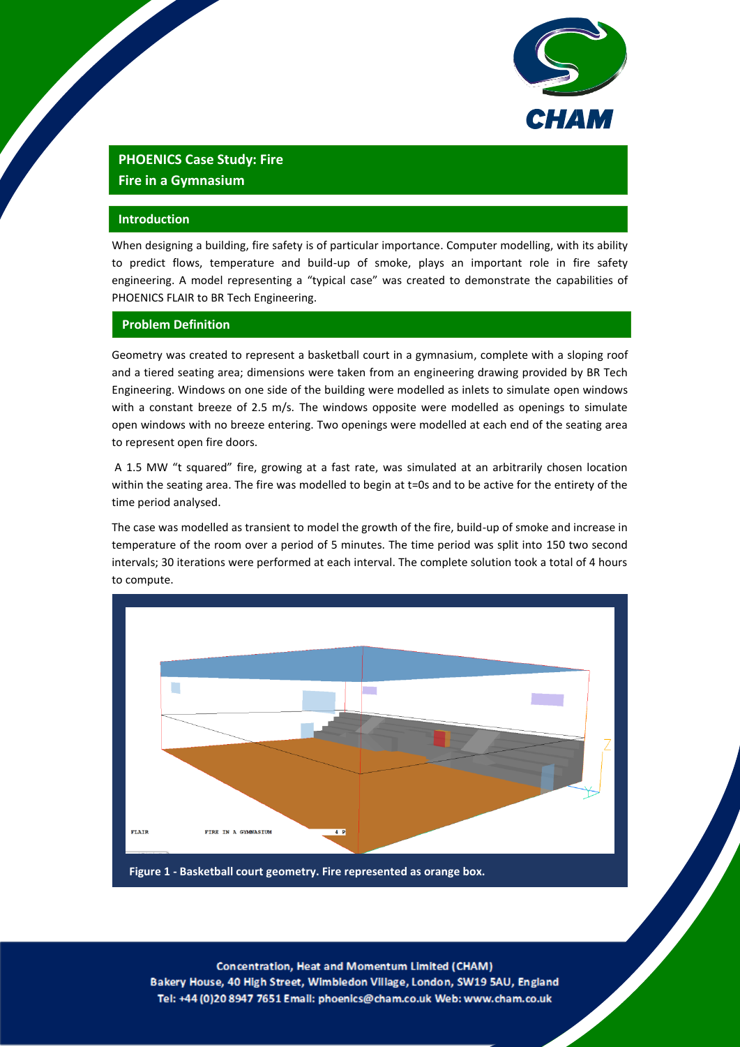## PHOENICS Case Study: Fire
## Fire in a Gymnasium

### Introduction

When designing a building, fire safety is of particular importance. Computer modelling, with its ability to predict flows, temperature and build-up of smoke, plays an important role in fire safety engineering. A model representing a "typical case" was created to demonstrate the capabilities of PHOENICS FLAIR to BR Tech Engineering.

### Problem Definition

Geometry was created to represent a basketball court in a gymnasium, complete with a sloping roof and a tiered seating area; dimensions were taken from an engineering drawing provided by BR Tech Engineering. Windows on one side of the building were modelled as inlets to simulate open windows with a constant breeze of 2.5 m/s. The windows opposite were modelled as openings to simulate open windows with no breeze entering. Two openings were modelled at each end of the seating area to represent open fire doors.

A 1.5 MW "t squared" fire, growing at a fast rate, was simulated at an arbitrarily chosen location within the seating area. The fire was modelled to begin at t=0s and to be active for the entirety of the time period analysed.

The case was modelled as transient to model the growth of the fire, build-up of smoke and increase in temperature of the room over a period of 5 minutes. The time period was split into 150 two second intervals; 30 iterations were performed at each interval. The complete solution took a total of 4 hours to compute.

FLAIR

FIRE IN A GYMNASIUM

**Figure 1 - Basketball court geometry. Fire represented as orange box.**

Concentration, Heat and Momentum Limited (CHAM)
Bakery House, 40 High Street, Wimbledon Village, London, SW19 5AU, England
Tel: +44 (0)20 8947 7651 Email: phoenics@cham.co.uk Web: www.cham.co.uk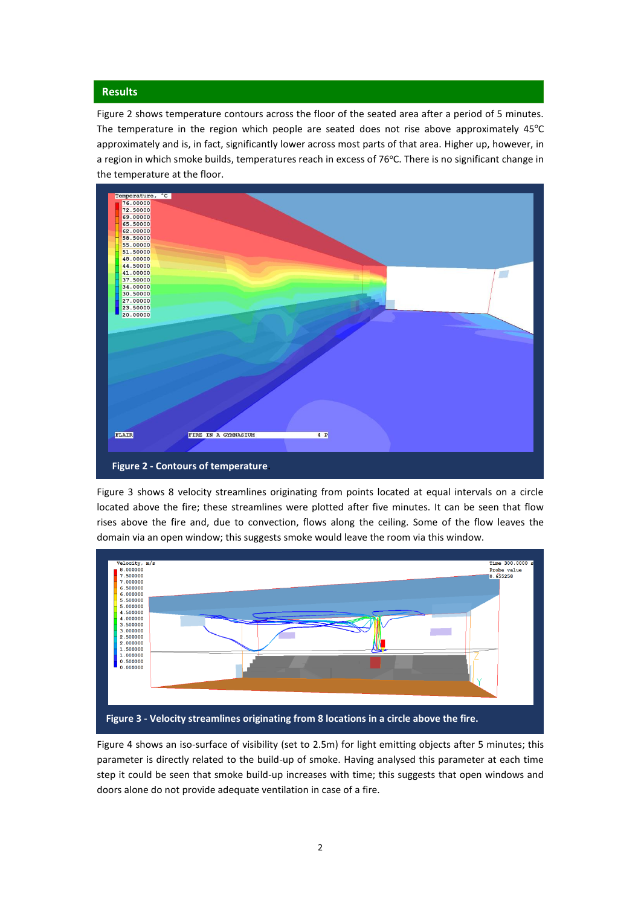## Results

Figure 2 shows temperature contours across the floor of the seated area after a period of 5 minutes. The temperature in the region which people are seated does not rise above approximately 45°C approximately and is, in fact, significantly lower across most parts of that area. Higher up, however, in a region in which smoke builds, temperatures reach in excess of 76°C. There is no significant change in the temperature at the floor.

Temperature, °C
76.00000
72.50000
69.00000
65.50000
62.00000
58.50000
55.00000
51.50000
48.00000
44.50000
41.00000
37.50000
34.00000
30.50000
27.00000
23.50000
20.00000

FLAIR

FIRE IN A GYMNASIUM 4 P

**Figure 2 - Contours of temperature**

Figure 3 shows 8 velocity streamlines originating from points located at equal intervals on a circle located above the fire; these streamlines were plotted after five minutes. It can be seen that flow rises above the fire and, due to convection, flows along the ceiling. Some of the flow leaves the domain via an open window; this suggests smoke would leave the room via this window.

Velocity, m/s
8.000000
7.500000
7.000000
6.500000
6.000000
5.500000
5.000000
4.500000
4.000000
3.500000
3.000000
2.500000
2.000000
1.500000
1.000000
0.500000
0.000000

Time 300.0000 s
Probe value
0.655250

**Figure 3 - Velocity streamlines originating from 8 locations in a circle above the fire.**

Figure 4 shows an iso-surface of visibility (set to 2.5m) for light emitting objects after 5 minutes; this parameter is directly related to the build-up of smoke. Having analysed this parameter at each time step it could be seen that smoke build-up increases with time; this suggests that open windows and doors alone do not provide adequate ventilation in case of a fire.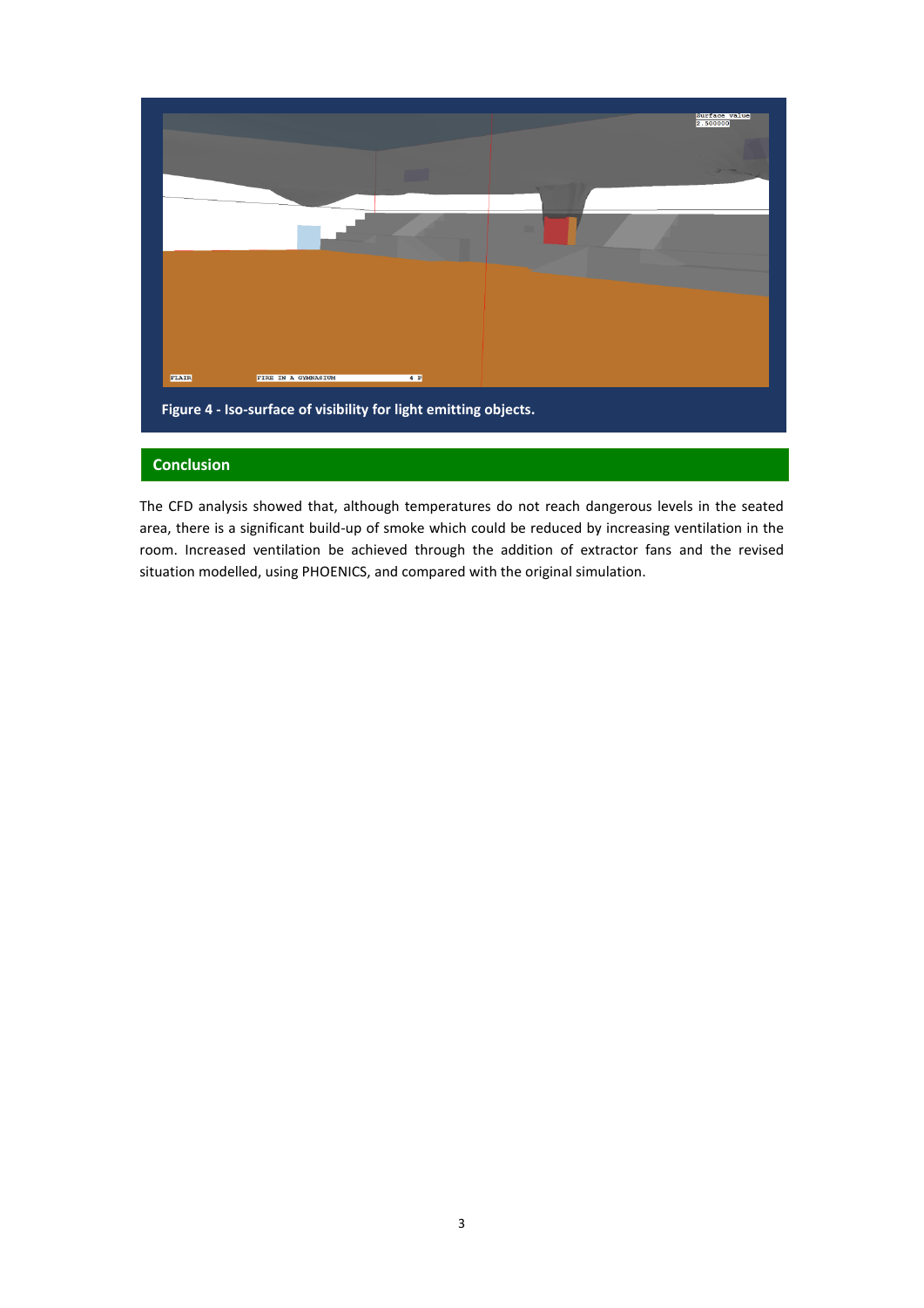Surface value
2.500000

FLAIR

FIRE IN A GYMNASIUM 4 P

**Figure 4 - Iso-surface of visibility for light emitting objects.**

## Conclusion

The CFD analysis showed that, although temperatures do not reach dangerous levels in the seated area, there is a significant build-up of smoke which could be reduced by increasing ventilation in the room. Increased ventilation be achieved through the addition of extractor fans and the revised situation modelled, using PHOENICS, and compared with the original simulation.